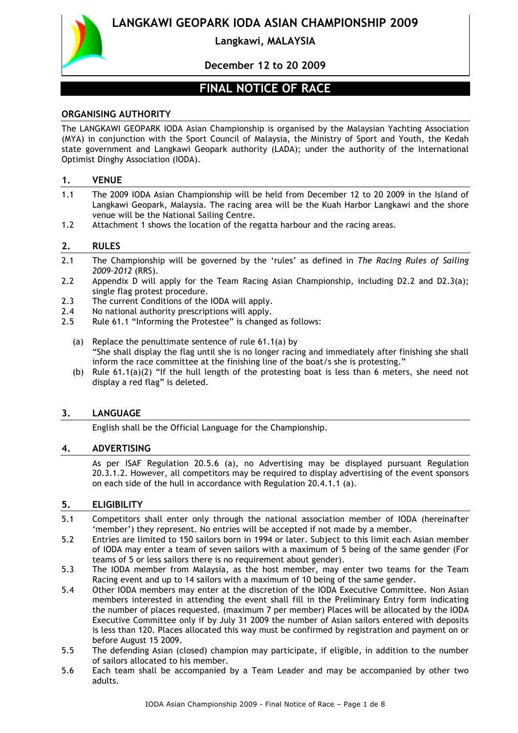# LANGKAWI GEOPARK IODA ASIAN CHAMPIONSHIP 2009

**Langkawi, MALAYSIA**

**December 12 to 20 2009**

## FINAL NOTICE OF RACE

### ORGANISING AUTHORITY

The LANGKAWI GEOPARK IODA Asian Championship is organised by the Malaysian Yachting Association (MYA) in conjunction with the Sport Council of Malaysia, the Ministry of Sport and Youth, the Kedah state government and Langkawi Geopark authority (LADA); under the authority of the International Optimist Dinghy Association (IODA).

### 1. VENUE

1.1 The 2009 IODA Asian Championship will be held from December 12 to 20 2009 in the Island of Langkawi Geopark, Malaysia. The racing area will be the Kuah Harbor Langkawi and the shore venue will be the National Sailing Centre.

1.2 Attachment 1 shows the location of the regatta harbour and the racing areas.

### 2. RULES

2.1 The Championship will be governed by the 'rules' as defined in *The Racing Rules of Sailing 2009–2012* (RRS).

2.2 Appendix D will apply for the Team Racing Asian Championship, including D2.2 and D2.3(a); single flag protest procedure.

2.3 The current Conditions of the IODA will apply.

2.4 No national authority prescriptions will apply.

2.5 Rule 61.1 "Informing the Protestee" is changed as follows:

(a) Replace the penultimate sentence of rule 61.1(a) by "She shall display the flag until she is no longer racing and immediately after finishing she shall inform the race committee at the finishing line of the boat/s she is protesting."

(b) Rule 61.1(a)(2) "If the hull length of the protesting boat is less than 6 meters, she need not display a red flag" is deleted.

### 3. LANGUAGE

English shall be the Official Language for the Championship.

### 4. ADVERTISING

As per ISAF Regulation 20.5.6 (a), no Advertising may be displayed pursuant Regulation 20.3.1.2. However, all competitors may be required to display advertising of the event sponsors on each side of the hull in accordance with Regulation 20.4.1.1 (a).

### 5. ELIGIBILITY

5.1 Competitors shall enter only through the national association member of IODA (hereinafter 'member') they represent. No entries will be accepted if not made by a member.

5.2 Entries are limited to 150 sailors born in 1994 or later. Subject to this limit each Asian member of IODA may enter a team of seven sailors with a maximum of 5 being of the same gender (For teams of 5 or less sailors there is no requirement about gender).

5.3 The IODA member from Malaysia, as the host member, may enter two teams for the Team Racing event and up to 14 sailors with a maximum of 10 being of the same gender.

5.4 Other IODA members may enter at the discretion of the IODA Executive Committee. Non Asian members interested in attending the event shall fill in the Preliminary Entry form indicating the number of places requested. (maximum 7 per member) Places will be allocated by the IODA Executive Committee only if by July 31 2009 the number of Asian sailors entered with deposits is less than 120. Places allocated this way must be confirmed by registration and payment on or before August 15 2009.

5.5 The defending Asian (closed) champion may participate, if eligible, in addition to the number of sailors allocated to his member.

5.6 Each team shall be accompanied by a Team Leader and may be accompanied by other two adults.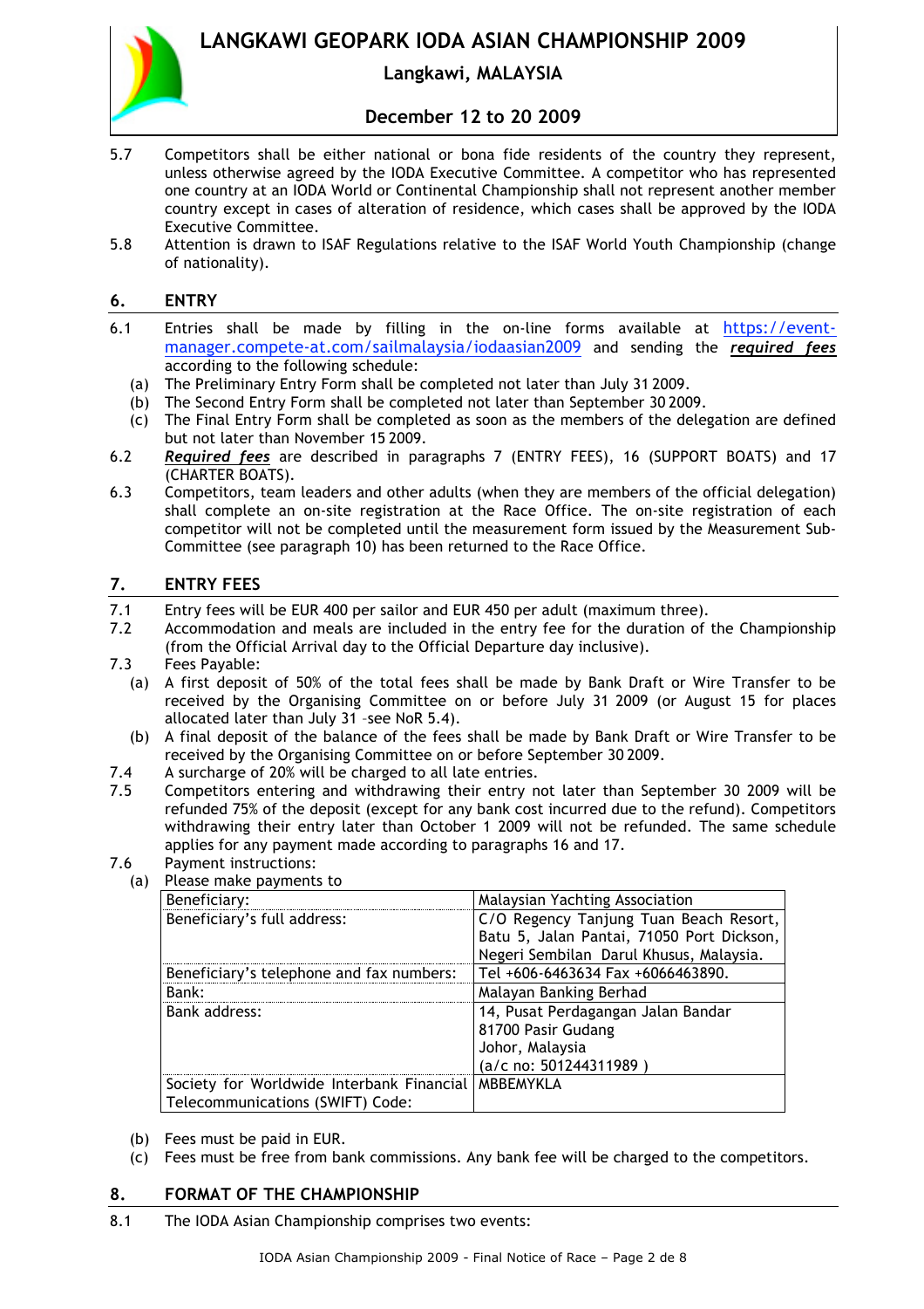5.7 Competitors shall be either national or bona fide residents of the country they represent, unless otherwise agreed by the IODA Executive Committee. A competitor who has represented one country at an IODA World or Continental Championship shall not represent another member country except in cases of alteration of residence, which cases shall be approved by the IODA Executive Committee.

5.8 Attention is drawn to ISAF Regulations relative to the ISAF World Youth Championship (change of nationality).

## 6. ENTRY

6.1 Entries shall be made by filling in the on-line forms available at https://event-manager.compete-at.com/sailmalaysia/iodaasian2009 and sending the ***required fees*** according to the following schedule:

(a) The Preliminary Entry Form shall be completed not later than July 31 2009.

(b) The Second Entry Form shall be completed not later than September 30 2009.

(c) The Final Entry Form shall be completed as soon as the members of the delegation are defined but not later than November 15 2009.

6.2 ***Required fees*** are described in paragraphs 7 (ENTRY FEES), 16 (SUPPORT BOATS) and 17 (CHARTER BOATS).

6.3 Competitors, team leaders and other adults (when they are members of the official delegation) shall complete an on-site registration at the Race Office. The on-site registration of each competitor will not be completed until the measurement form issued by the Measurement Sub-Committee (see paragraph 10) has been returned to the Race Office.

## 7. ENTRY FEES

7.1 Entry fees will be EUR 400 per sailor and EUR 450 per adult (maximum three).

7.2 Accommodation and meals are included in the entry fee for the duration of the Championship (from the Official Arrival day to the Official Departure day inclusive).

7.3 Fees Payable:

(a) A first deposit of 50% of the total fees shall be made by Bank Draft or Wire Transfer to be received by the Organising Committee on or before July 31 2009 (or August 15 for places allocated later than July 31 –see NoR 5.4).

(b) A final deposit of the balance of the fees shall be made by Bank Draft or Wire Transfer to be received by the Organising Committee on or before September 30 2009.

7.4 A surcharge of 20% will be charged to all late entries.

7.5 Competitors entering and withdrawing their entry not later than September 30 2009 will be refunded 75% of the deposit (except for any bank cost incurred due to the refund). Competitors withdrawing their entry later than October 1 2009 will not be refunded. The same schedule applies for any payment made according to paragraphs 16 and 17.

7.6 Payment instructions:

(a) Please make payments to

| Beneficiary: | Malaysian Yachting Association |
|---|---|
| Beneficiary's full address: | C/O Regency Tanjung Tuan Beach Resort, Batu 5, Jalan Pantai, 71050 Port Dickson, Negeri Sembilan Darul Khusus, Malaysia. |
| Beneficiary's telephone and fax numbers: | Tel +606-6463634 Fax +6066463890. |
| Bank: | Malayan Banking Berhad |
| Bank address: | 14, Pusat Perdagangan Jalan Bandar 81700 Pasir Gudang Johor, Malaysia (a/c no: 501244311989 ) |
| Society for Worldwide Interbank Financial Telecommunications (SWIFT) Code: | MBBEMYKLA |

(b) Fees must be paid in EUR.

(c) Fees must be free from bank commissions. Any bank fee will be charged to the competitors.

## 8. FORMAT OF THE CHAMPIONSHIP

8.1 The IODA Asian Championship comprises two events: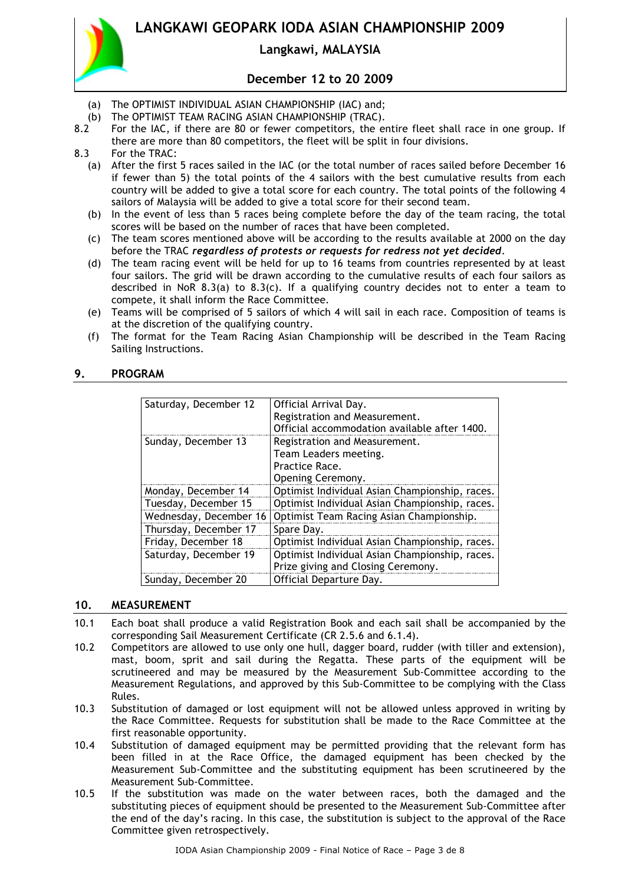(a) The OPTIMIST INDIVIDUAL ASIAN CHAMPIONSHIP (IAC) and;

(b) The OPTIMIST TEAM RACING ASIAN CHAMPIONSHIP (TRAC).

8.2 For the IAC, if there are 80 or fewer competitors, the entire fleet shall race in one group. If there are more than 80 competitors, the fleet will be split in four divisions.

8.3 For the TRAC:

(a) After the first 5 races sailed in the IAC (or the total number of races sailed before December 16 if fewer than 5) the total points of the 4 sailors with the best cumulative results from each country will be added to give a total score for each country. The total points of the following 4 sailors of Malaysia will be added to give a total score for their second team.

(b) In the event of less than 5 races being complete before the day of the team racing, the total scores will be based on the number of races that have been completed.

(c) The team scores mentioned above will be according to the results available at 2000 on the day before the TRAC ***regardless of protests or requests for redress not yet decided***.

(d) The team racing event will be held for up to 16 teams from countries represented by at least four sailors. The grid will be drawn according to the cumulative results of each four sailors as described in NoR 8.3(a) to 8.3(c). If a qualifying country decides not to enter a team to compete, it shall inform the Race Committee.

(e) Teams will be comprised of 5 sailors of which 4 will sail in each race. Composition of teams is at the discretion of the qualifying country.

(f) The format for the Team Racing Asian Championship will be described in the Team Racing Sailing Instructions.

## 9. PROGRAM

| | |
|---|---|
| Saturday, December 12 | Official Arrival Day.<br>Registration and Measurement.<br>Official accommodation available after 1400. |
| Sunday, December 13 | Registration and Measurement.<br>Team Leaders meeting.<br>Practice Race.<br>Opening Ceremony. |
| Monday, December 14 | Optimist Individual Asian Championship, races. |
| Tuesday, December 15 | Optimist Individual Asian Championship, races. |
| Wednesday, December 16 | Optimist Team Racing Asian Championship. |
| Thursday, December 17 | Spare Day. |
| Friday, December 18 | Optimist Individual Asian Championship, races. |
| Saturday, December 19 | Optimist Individual Asian Championship, races.<br>Prize giving and Closing Ceremony. |
| Sunday, December 20 | Official Departure Day. |

## 10. MEASUREMENT

10.1 Each boat shall produce a valid Registration Book and each sail shall be accompanied by the corresponding Sail Measurement Certificate (CR 2.5.6 and 6.1.4).

10.2 Competitors are allowed to use only one hull, dagger board, rudder (with tiller and extension), mast, boom, sprit and sail during the Regatta. These parts of the equipment will be scrutineered and may be measured by the Measurement Sub-Committee according to the Measurement Regulations, and approved by this Sub-Committee to be complying with the Class Rules.

10.3 Substitution of damaged or lost equipment will not be allowed unless approved in writing by the Race Committee. Requests for substitution shall be made to the Race Committee at the first reasonable opportunity.

10.4 Substitution of damaged equipment may be permitted providing that the relevant form has been filled in at the Race Office, the damaged equipment has been checked by the Measurement Sub-Committee and the substituting equipment has been scrutineered by the Measurement Sub-Committee.

10.5 If the substitution was made on the water between races, both the damaged and the substituting pieces of equipment should be presented to the Measurement Sub-Committee after the end of the day's racing. In this case, the substitution is subject to the approval of the Race Committee given retrospectively.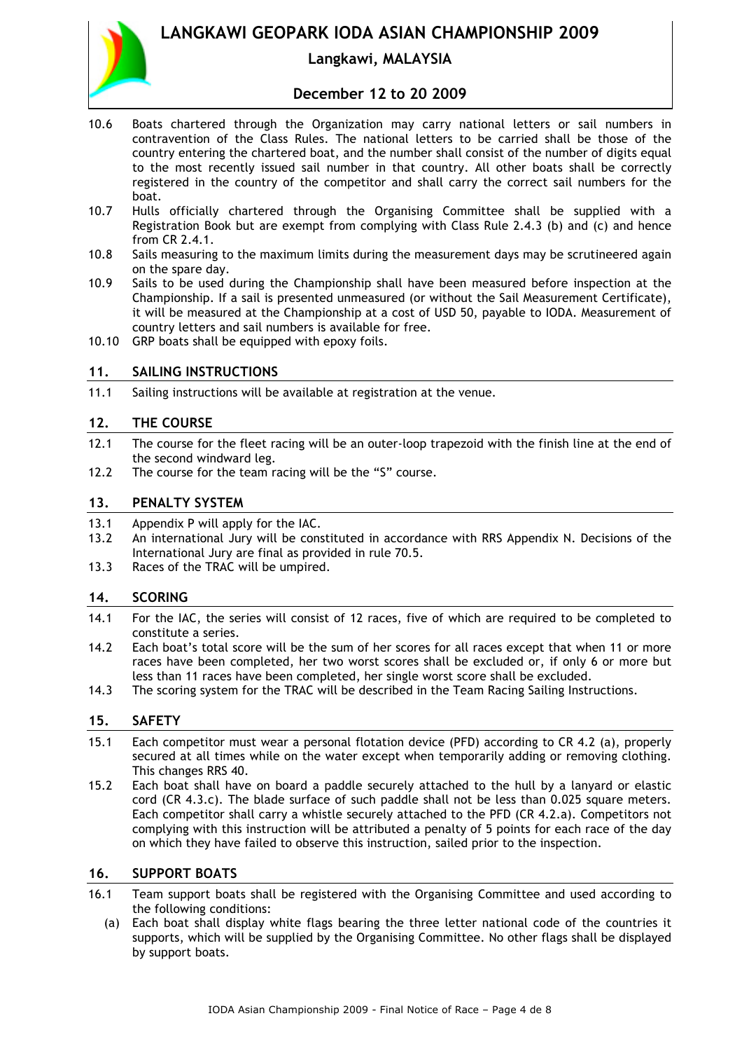10.6 Boats chartered through the Organization may carry national letters or sail numbers in contravention of the Class Rules. The national letters to be carried shall be those of the country entering the chartered boat, and the number shall consist of the number of digits equal to the most recently issued sail number in that country. All other boats shall be correctly registered in the country of the competitor and shall carry the correct sail numbers for the boat.

10.7 Hulls officially chartered through the Organising Committee shall be supplied with a Registration Book but are exempt from complying with Class Rule 2.4.3 (b) and (c) and hence from CR 2.4.1.

10.8 Sails measuring to the maximum limits during the measurement days may be scrutineered again on the spare day.

10.9 Sails to be used during the Championship shall have been measured before inspection at the Championship. If a sail is presented unmeasured (or without the Sail Measurement Certificate), it will be measured at the Championship at a cost of USD 50, payable to IODA. Measurement of country letters and sail numbers is available for free.

10.10 GRP boats shall be equipped with epoxy foils.

## 11. SAILING INSTRUCTIONS

11.1 Sailing instructions will be available at registration at the venue.

## 12. THE COURSE

12.1 The course for the fleet racing will be an outer-loop trapezoid with the finish line at the end of the second windward leg.

12.2 The course for the team racing will be the "S" course.

## 13. PENALTY SYSTEM

13.1 Appendix P will apply for the IAC.

13.2 An international Jury will be constituted in accordance with RRS Appendix N. Decisions of the International Jury are final as provided in rule 70.5.

13.3 Races of the TRAC will be umpired.

## 14. SCORING

14.1 For the IAC, the series will consist of 12 races, five of which are required to be completed to constitute a series.

14.2 Each boat's total score will be the sum of her scores for all races except that when 11 or more races have been completed, her two worst scores shall be excluded or, if only 6 or more but less than 11 races have been completed, her single worst score shall be excluded.

14.3 The scoring system for the TRAC will be described in the Team Racing Sailing Instructions.

## 15. SAFETY

15.1 Each competitor must wear a personal flotation device (PFD) according to CR 4.2 (a), properly secured at all times while on the water except when temporarily adding or removing clothing. This changes RRS 40.

15.2 Each boat shall have on board a paddle securely attached to the hull by a lanyard or elastic cord (CR 4.3.c). The blade surface of such paddle shall not be less than 0.025 square meters. Each competitor shall carry a whistle securely attached to the PFD (CR 4.2.a). Competitors not complying with this instruction will be attributed a penalty of 5 points for each race of the day on which they have failed to observe this instruction, sailed prior to the inspection.

## 16. SUPPORT BOATS

16.1 Team support boats shall be registered with the Organising Committee and used according to the following conditions:

(a) Each boat shall display white flags bearing the three letter national code of the countries it supports, which will be supplied by the Organising Committee. No other flags shall be displayed by support boats.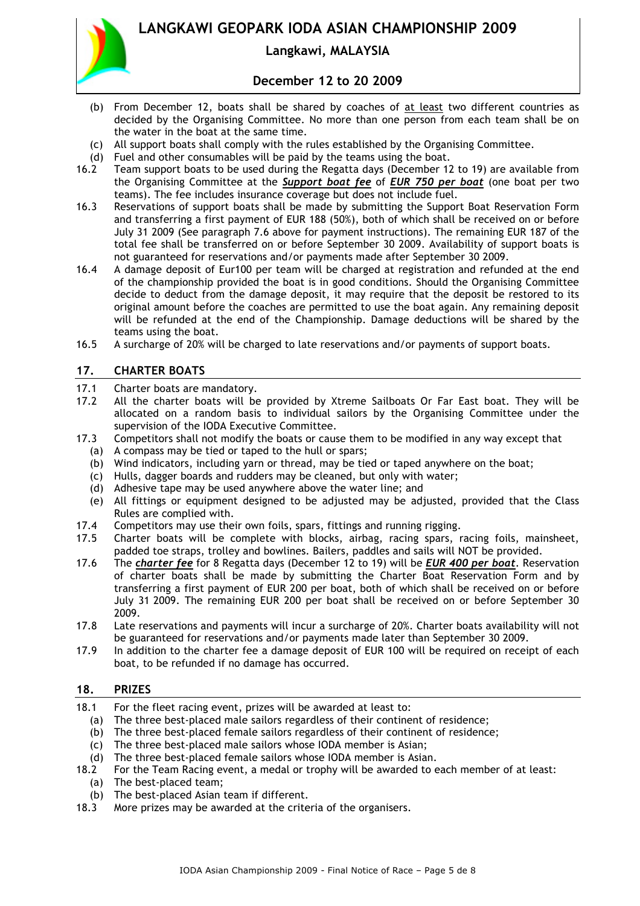(b) From December 12, boats shall be shared by coaches of <u>at least</u> two different countries as decided by the Organising Committee. No more than one person from each team shall be on the water in the boat at the same time.

(c) All support boats shall comply with the rules established by the Organising Committee.

(d) Fuel and other consumables will be paid by the teams using the boat.

16.2 Team support boats to be used during the Regatta days (December 12 to 19) are available from the Organising Committee at the ***Support boat fee*** of ***EUR 750 per boat*** (one boat per two teams). The fee includes insurance coverage but does not include fuel.

16.3 Reservations of support boats shall be made by submitting the Support Boat Reservation Form and transferring a first payment of EUR 188 (50%), both of which shall be received on or before July 31 2009 (See paragraph 7.6 above for payment instructions). The remaining EUR 187 of the total fee shall be transferred on or before September 30 2009. Availability of support boats is not guaranteed for reservations and/or payments made after September 30 2009.

16.4 A damage deposit of Eur100 per team will be charged at registration and refunded at the end of the championship provided the boat is in good conditions. Should the Organising Committee decide to deduct from the damage deposit, it may require that the deposit be restored to its original amount before the coaches are permitted to use the boat again. Any remaining deposit will be refunded at the end of the Championship. Damage deductions will be shared by the teams using the boat.

16.5 A surcharge of 20% will be charged to late reservations and/or payments of support boats.

## 17. CHARTER BOATS

17.1 Charter boats are mandatory.

17.2 All the charter boats will be provided by Xtreme Sailboats Or Far East boat. They will be allocated on a random basis to individual sailors by the Organising Committee under the supervision of the IODA Executive Committee.

17.3 Competitors shall not modify the boats or cause them to be modified in any way except that

(a) A compass may be tied or taped to the hull or spars;

(b) Wind indicators, including yarn or thread, may be tied or taped anywhere on the boat;

(c) Hulls, dagger boards and rudders may be cleaned, but only with water;

(d) Adhesive tape may be used anywhere above the water line; and

(e) All fittings or equipment designed to be adjusted may be adjusted, provided that the Class Rules are complied with.

17.4 Competitors may use their own foils, spars, fittings and running rigging.

17.5 Charter boats will be complete with blocks, airbag, racing spars, racing foils, mainsheet, padded toe straps, trolley and bowlines. Bailers, paddles and sails will NOT be provided.

17.6 The ***charter fee*** for 8 Regatta days (December 12 to 19) will be ***EUR 400 per boat***. Reservation of charter boats shall be made by submitting the Charter Boat Reservation Form and by transferring a first payment of EUR 200 per boat, both of which shall be received on or before July 31 2009. The remaining EUR 200 per boat shall be received on or before September 30 2009.

17.8 Late reservations and payments will incur a surcharge of 20%. Charter boats availability will not be guaranteed for reservations and/or payments made later than September 30 2009.

17.9 In addition to the charter fee a damage deposit of EUR 100 will be required on receipt of each boat, to be refunded if no damage has occurred.

## 18. PRIZES

18.1 For the fleet racing event, prizes will be awarded at least to:

(a) The three best-placed male sailors regardless of their continent of residence;

(b) The three best-placed female sailors regardless of their continent of residence;

(c) The three best-placed male sailors whose IODA member is Asian;

(d) The three best-placed female sailors whose IODA member is Asian.

18.2 For the Team Racing event, a medal or trophy will be awarded to each member of at least:

(a) The best-placed team;

(b) The best-placed Asian team if different.

18.3 More prizes may be awarded at the criteria of the organisers.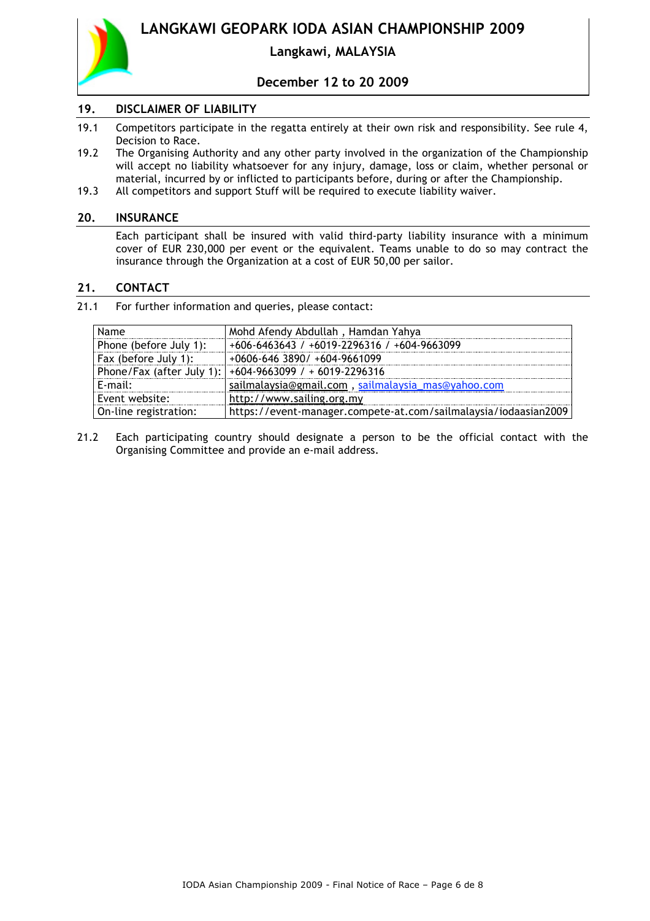## 19. DISCLAIMER OF LIABILITY

19.1 Competitors participate in the regatta entirely at their own risk and responsibility. See rule 4, Decision to Race.

19.2 The Organising Authority and any other party involved in the organization of the Championship will accept no liability whatsoever for any injury, damage, loss or claim, whether personal or material, incurred by or inflicted to participants before, during or after the Championship.

19.3 All competitors and support Stuff will be required to execute liability waiver.

## 20. INSURANCE

Each participant shall be insured with valid third-party liability insurance with a minimum cover of EUR 230,000 per event or the equivalent. Teams unable to do so may contract the insurance through the Organization at a cost of EUR 50,00 per sailor.

## 21. CONTACT

21.1 For further information and queries, please contact:

| Name | Mohd Afendy Abdullah , Hamdan Yahya |
|---|---|
| Phone (before July 1): | +606-6463643 / +6019-2296316 / +604-9663099 |
| Fax (before July 1): | +0606-646 3890/ +604-9661099 |
| Phone/Fax (after July 1): | +604-9663099 / + 6019-2296316 |
| E-mail: | sailmalaysia@gmail.com , sailmalaysia_mas@yahoo.com |
| Event website: | http://www.sailing.org.my |
| On-line registration: | https://event-manager.compete-at.com/sailmalaysia/iodaasian2009 |

21.2 Each participating country should designate a person to be the official contact with the Organising Committee and provide an e-mail address.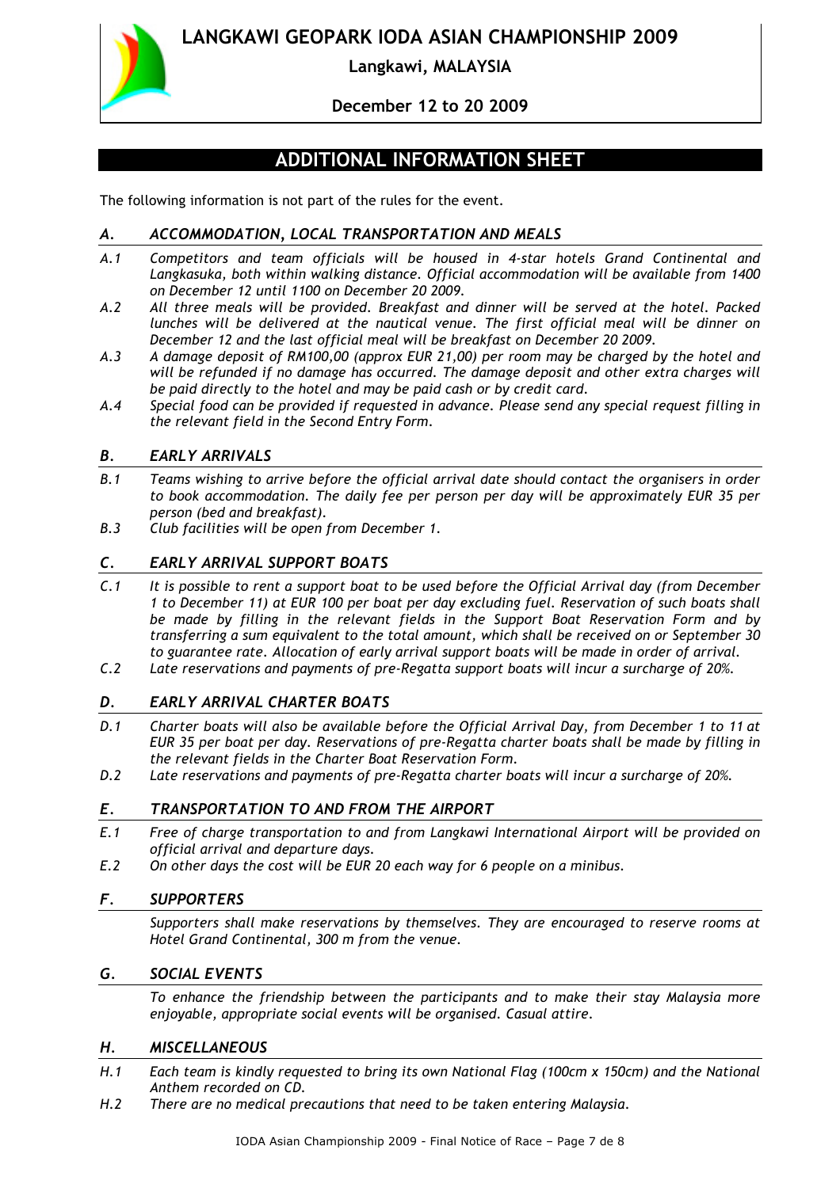**LANGKAWI GEOPARK IODA ASIAN CHAMPIONSHIP 2009**

**Langkawi, MALAYSIA**

**December 12 to 20 2009**

# ADDITIONAL INFORMATION SHEET

The following information is not part of the rules for the event.

## *A. ACCOMMODATION, LOCAL TRANSPORTATION AND MEALS*

*A.1 Competitors and team officials will be housed in 4-star hotels Grand Continental and Langkasuka, both within walking distance. Official accommodation will be available from 1400 on December 12 until 1100 on December 20 2009.*

*A.2 All three meals will be provided. Breakfast and dinner will be served at the hotel. Packed lunches will be delivered at the nautical venue. The first official meal will be dinner on December 12 and the last official meal will be breakfast on December 20 2009.*

*A.3 A damage deposit of RM100,00 (approx EUR 21,00) per room may be charged by the hotel and will be refunded if no damage has occurred. The damage deposit and other extra charges will be paid directly to the hotel and may be paid cash or by credit card.*

*A.4 Special food can be provided if requested in advance. Please send any special request filling in the relevant field in the Second Entry Form.*

## *B. EARLY ARRIVALS*

*B.1 Teams wishing to arrive before the official arrival date should contact the organisers in order to book accommodation. The daily fee per person per day will be approximately EUR 35 per person (bed and breakfast).*

*B.3 Club facilities will be open from December 1.*

## *C. EARLY ARRIVAL SUPPORT BOATS*

*C.1 It is possible to rent a support boat to be used before the Official Arrival day (from December 1 to December 11) at EUR 100 per boat per day excluding fuel. Reservation of such boats shall be made by filling in the relevant fields in the Support Boat Reservation Form and by transferring a sum equivalent to the total amount, which shall be received on or September 30 to guarantee rate. Allocation of early arrival support boats will be made in order of arrival.*

*C.2 Late reservations and payments of pre-Regatta support boats will incur a surcharge of 20%.*

## *D. EARLY ARRIVAL CHARTER BOATS*

*D.1 Charter boats will also be available before the Official Arrival Day, from December 1 to 11 at EUR 35 per boat per day. Reservations of pre-Regatta charter boats shall be made by filling in the relevant fields in the Charter Boat Reservation Form.*

*D.2 Late reservations and payments of pre-Regatta charter boats will incur a surcharge of 20%.*

## *E. TRANSPORTATION TO AND FROM THE AIRPORT*

*E.1 Free of charge transportation to and from Langkawi International Airport will be provided on official arrival and departure days.*

*E.2 On other days the cost will be EUR 20 each way for 6 people on a minibus.*

## *F. SUPPORTERS*

*Supporters shall make reservations by themselves. They are encouraged to reserve rooms at Hotel Grand Continental, 300 m from the venue.*

## *G. SOCIAL EVENTS*

*To enhance the friendship between the participants and to make their stay Malaysia more enjoyable, appropriate social events will be organised. Casual attire.*

## *H. MISCELLANEOUS*

*H.1 Each team is kindly requested to bring its own National Flag (100cm x 150cm) and the National Anthem recorded on CD.*

*H.2 There are no medical precautions that need to be taken entering Malaysia.*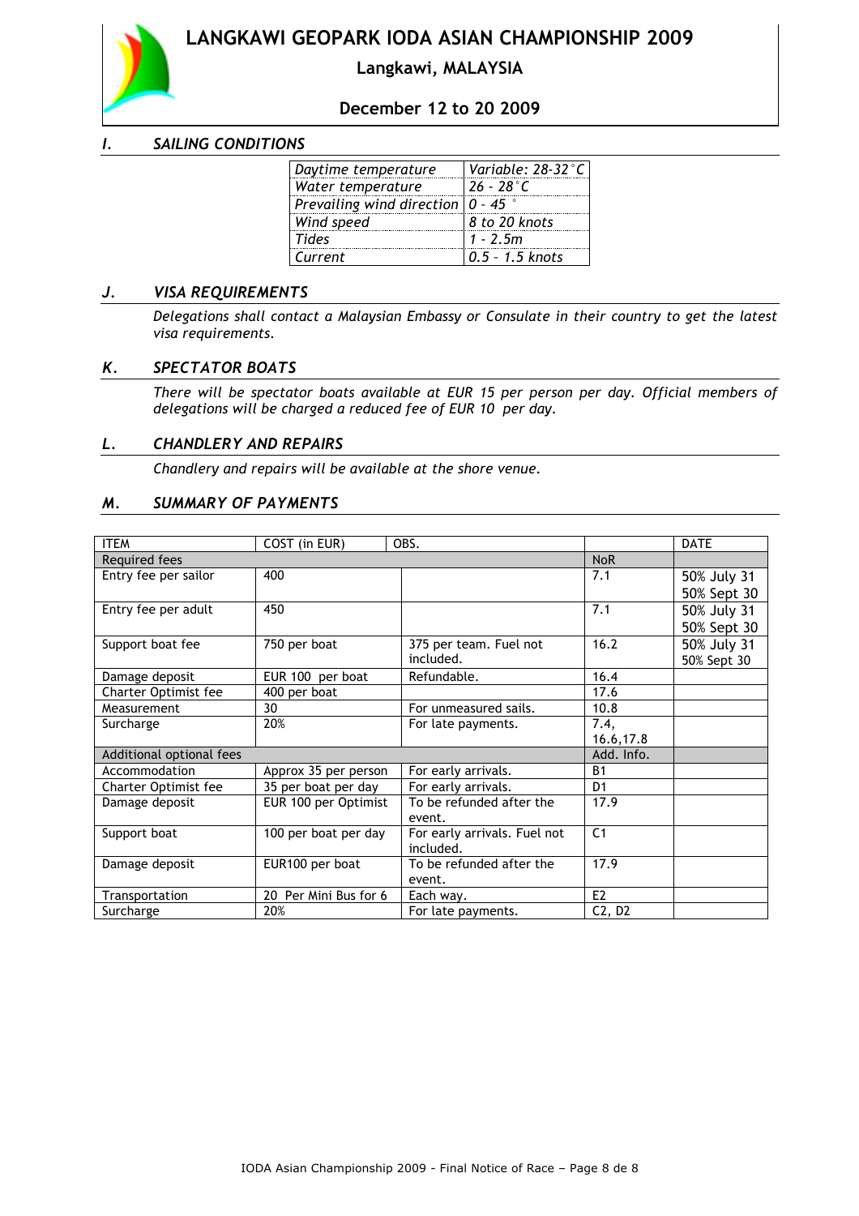# LANGKAWI GEOPARK IODA ASIAN CHAMPIONSHIP 2009

## Langkawi, MALAYSIA

## December 12 to 20 2009

### *I. SAILING CONDITIONS*

| | |
|---|---|
| *Daytime temperature* | *Variable: 28-32°C* |
| *Water temperature* | *26 - 28°C* |
| *Prevailing wind direction* | *0 - 45 °* |
| *Wind speed* | *8 to 20 knots* |
| *Tides* | *1 - 2.5m* |
| *Current* | *0.5 - 1.5 knots* |

### *J. VISA REQUIREMENTS*

*Delegations shall contact a Malaysian Embassy or Consulate in their country to get the latest visa requirements.*

### *K. SPECTATOR BOATS*

*There will be spectator boats available at EUR 15 per person per day. Official members of delegations will be charged a reduced fee of EUR 10 per day.*

### *L. CHANDLERY AND REPAIRS*

*Chandlery and repairs will be available at the shore venue.*

### *M. SUMMARY OF PAYMENTS*

| ITEM | COST (in EUR) | OBS. | | DATE |
|---|---|---|---|---|
| Required fees | | | NoR | |
| Entry fee per sailor | 400 | | 7.1 | 50% July 31<br>50% Sept 30 |
| Entry fee per adult | 450 | | 7.1 | 50% July 31<br>50% Sept 30 |
| Support boat fee | 750 per boat | 375 per team. Fuel not included. | 16.2 | 50% July 31<br>50% Sept 30 |
| Damage deposit | EUR 100 per boat | Refundable. | 16.4 | |
| Charter Optimist fee | 400 per boat | | 17.6 | |
| Measurement | 30 | For unmeasured sails. | 10.8 | |
| Surcharge | 20% | For late payments. | 7.4, 16.6,17.8 | |
| Additional optional fees | | | Add. Info. | |
| Accommodation | Approx 35 per person | For early arrivals. | B1 | |
| Charter Optimist fee | 35 per boat per day | For early arrivals. | D1 | |
| Damage deposit | EUR 100 per Optimist | To be refunded after the event. | 17.9 | |
| Support boat | 100 per boat per day | For early arrivals. Fuel not included. | C1 | |
| Damage deposit | EUR100 per boat | To be refunded after the event. | 17.9 | |
| Transportation | 20 Per Mini Bus for 6 | Each way. | E2 | |
| Surcharge | 20% | For late payments. | C2, D2 | |